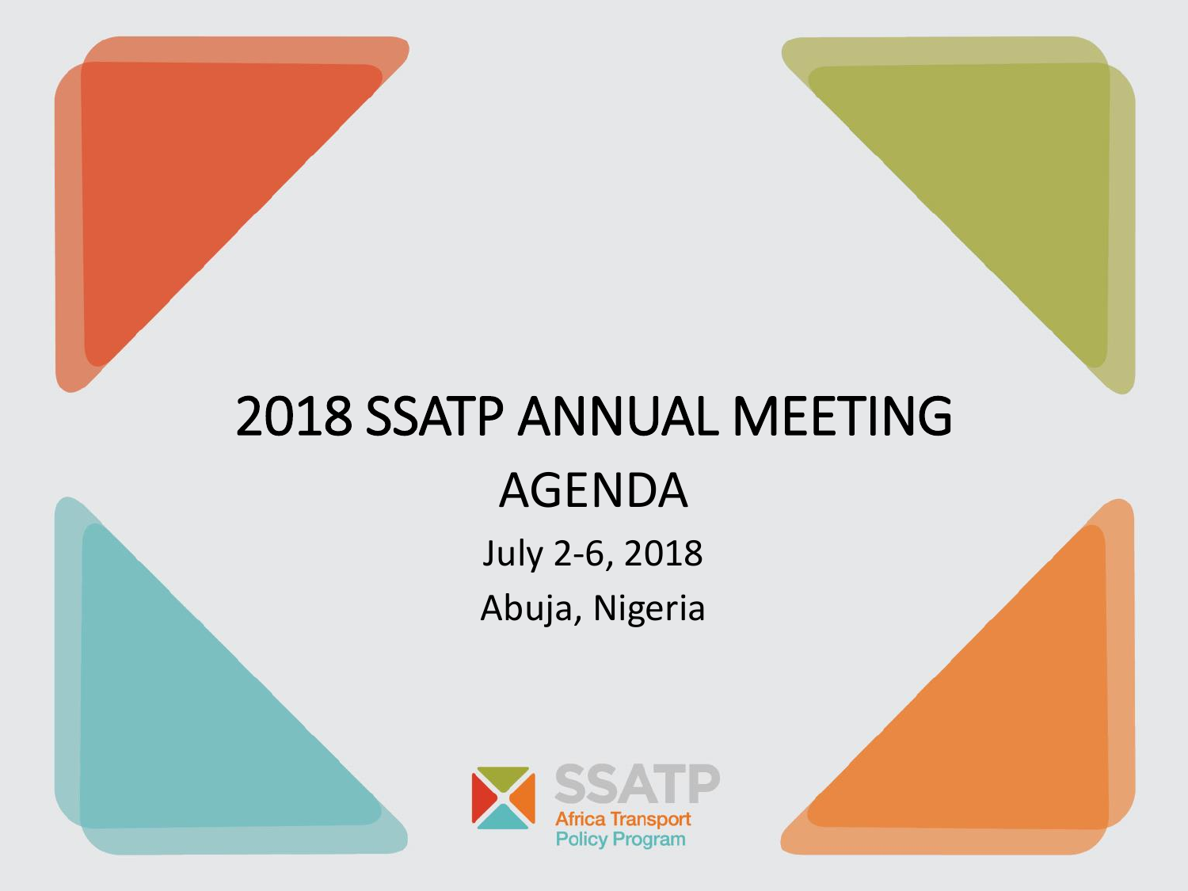# 2018 SSATP ANNUAL MEETING

## AGENDA

July 2-6, 2018

Abuja, Nigeria

SSATP
Africa Transport
Policy Program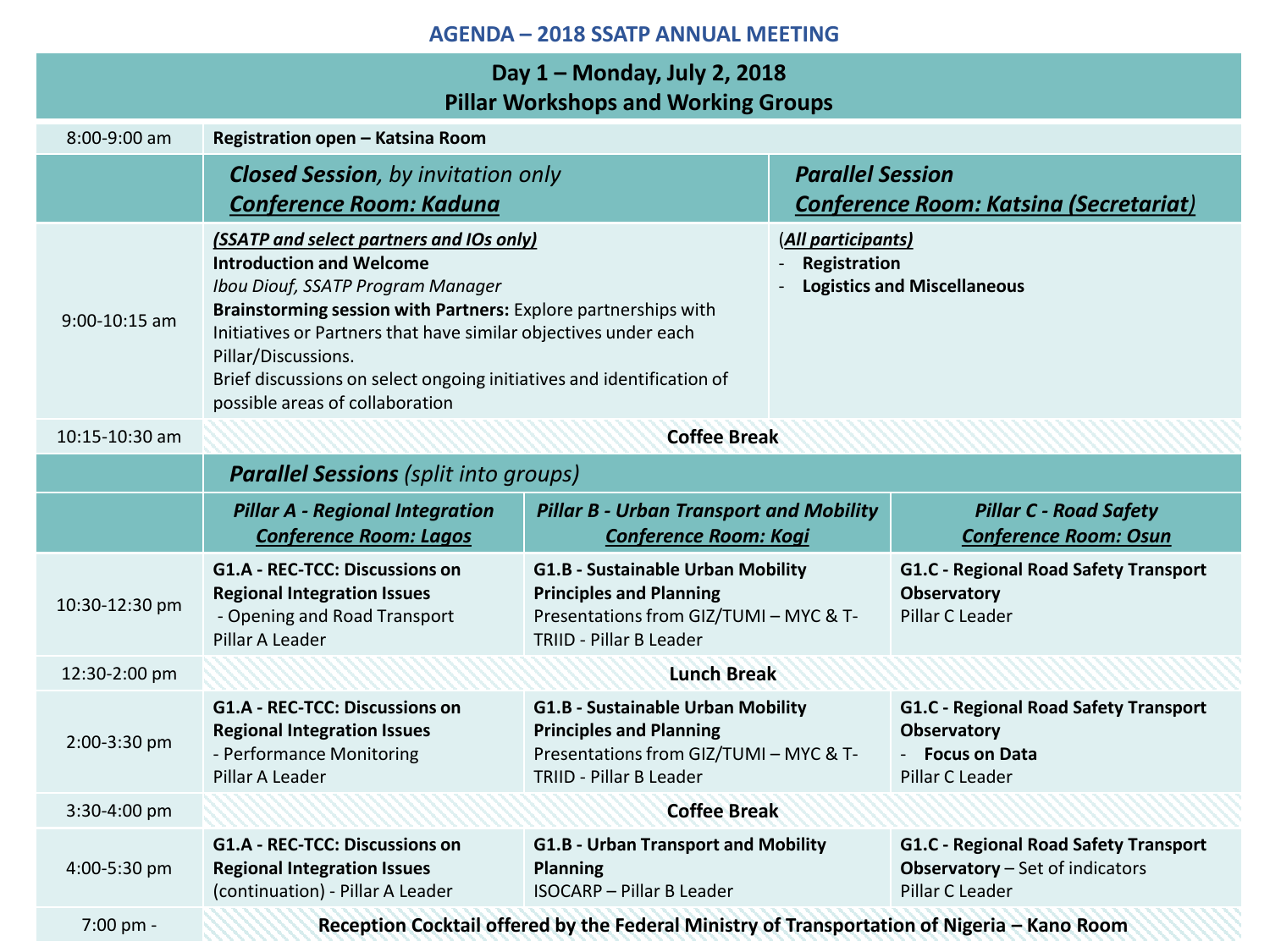# AGENDA – 2018 SSATP ANNUAL MEETING

## Day 1 – Monday, July 2, 2018
## Pillar Workshops and Working Groups

| Time | | | |
|---|---|---|---|
| 8:00-9:00 am | **Registration open – Katsina Room** | | |
| | ***Closed Session**, by invitation only* ***Conference Room: Kaduna*** | | ***Parallel Session*** ***Conference Room: Katsina (Secretariat)*** |
| 9:00-10:15 am | ***(SSATP and select partners and IOs only)*** **Introduction and Welcome** *Ibou Diouf, SSATP Program Manager* **Brainstorming session with Partners:** Explore partnerships with Initiatives or Partners that have similar objectives under each Pillar/Discussions. Brief discussions on select ongoing initiatives and identification of possible areas of collaboration | | (***All participants)*** - **Registration** - **Logistics and Miscellaneous** |
| 10:15-10:30 am | **Coffee Break** | | |
| | ***Parallel Sessions** (split into groups)* | | |
| | ***Pillar A - Regional Integration*** ***Conference Room: Lagos*** | ***Pillar B - Urban Transport and Mobility*** ***Conference Room: Kogi*** | ***Pillar C - Road Safety*** ***Conference Room: Osun*** |
| 10:30-12:30 pm | **G1.A - REC-TCC: Discussions on Regional Integration Issues** - Opening and Road Transport Pillar A Leader | **G1.B - Sustainable Urban Mobility Principles and Planning** Presentations from GIZ/TUMI – MYC & T-TRIID - Pillar B Leader | **G1.C - Regional Road Safety Transport Observatory** Pillar C Leader |
| 12:30-2:00 pm | **Lunch Break** | | |
| 2:00-3:30 pm | **G1.A - REC-TCC: Discussions on Regional Integration Issues** - Performance Monitoring Pillar A Leader | **G1.B - Sustainable Urban Mobility Principles and Planning** Presentations from GIZ/TUMI – MYC & T-TRIID - Pillar B Leader | **G1.C - Regional Road Safety Transport Observatory** - **Focus on Data** Pillar C Leader |
| 3:30-4:00 pm | **Coffee Break** | | |
| 4:00-5:30 pm | **G1.A - REC-TCC: Discussions on Regional Integration Issues** (continuation) - Pillar A Leader | **G1.B - Urban Transport and Mobility Planning** ISOCARP – Pillar B Leader | **G1.C - Regional Road Safety Transport Observatory** – Set of indicators Pillar C Leader |
| 7:00 pm - | **Reception Cocktail offered by the Federal Ministry of Transportation of Nigeria – Kano Room** | | |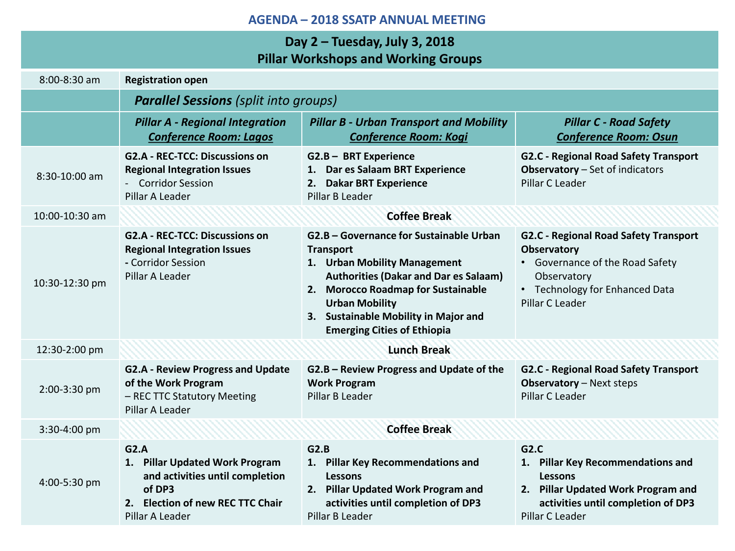# AGENDA – 2018 SSATP ANNUAL MEETING

| Day 2 – Tuesday, July 3, 2018<br>Pillar Workshops and Working Groups | | | |
|---|---|---|---|
| 8:00-8:30 am | **Registration open** | | |
| | ***Parallel Sessions*** *(split into groups)* | | |
| | ***Pillar A - Regional Integration*** <br>***Conference Room: Lagos*** | ***Pillar B - Urban Transport and Mobility*** <br>***Conference Room: Kogi*** | ***Pillar C - Road Safety*** <br>***Conference Room: Osun*** |
| 8:30-10:00 am | **G2.A - REC-TCC: Discussions on Regional Integration Issues**<br>- Corridor Session<br>Pillar A Leader | **G2.B – BRT Experience**<br>**1. Dar es Salaam BRT Experience**<br>**2. Dakar BRT Experience**<br>Pillar B Leader | **G2.C - Regional Road Safety Transport Observatory** – Set of indicators<br>Pillar C Leader |
| 10:00-10:30 am | **Coffee Break** | | |
| 10:30-12:30 pm | **G2.A - REC-TCC: Discussions on Regional Integration Issues**<br>**-** Corridor Session<br>Pillar A Leader | **G2.B – Governance for Sustainable Urban Transport**<br>**1. Urban Mobility Management Authorities (Dakar and Dar es Salaam)**<br>**2. Morocco Roadmap for Sustainable Urban Mobility**<br>**3. Sustainable Mobility in Major and Emerging Cities of Ethiopia** | **G2.C - Regional Road Safety Transport Observatory**<br>• Governance of the Road Safety Observatory<br>• Technology for Enhanced Data<br>Pillar C Leader |
| 12:30-2:00 pm | **Lunch Break** | | |
| 2:00-3:30 pm | **G2.A - Review Progress and Update of the Work Program**<br>– REC TTC Statutory Meeting<br>Pillar A Leader | **G2.B – Review Progress and Update of the Work Program**<br>Pillar B Leader | **G2.C - Regional Road Safety Transport Observatory** – Next steps<br>Pillar C Leader |
| 3:30-4:00 pm | **Coffee Break** | | |
| 4:00-5:30 pm | **G2.A**<br>**1. Pillar Updated Work Program and activities until completion of DP3**<br>**2. Election of new REC TTC Chair**<br>Pillar A Leader | **G2.B**<br>**1. Pillar Key Recommendations and Lessons**<br>**2. Pillar Updated Work Program and activities until completion of DP3**<br>Pillar B Leader | **G2.C**<br>**1. Pillar Key Recommendations and Lessons**<br>**2. Pillar Updated Work Program and activities until completion of DP3**<br>Pillar C Leader |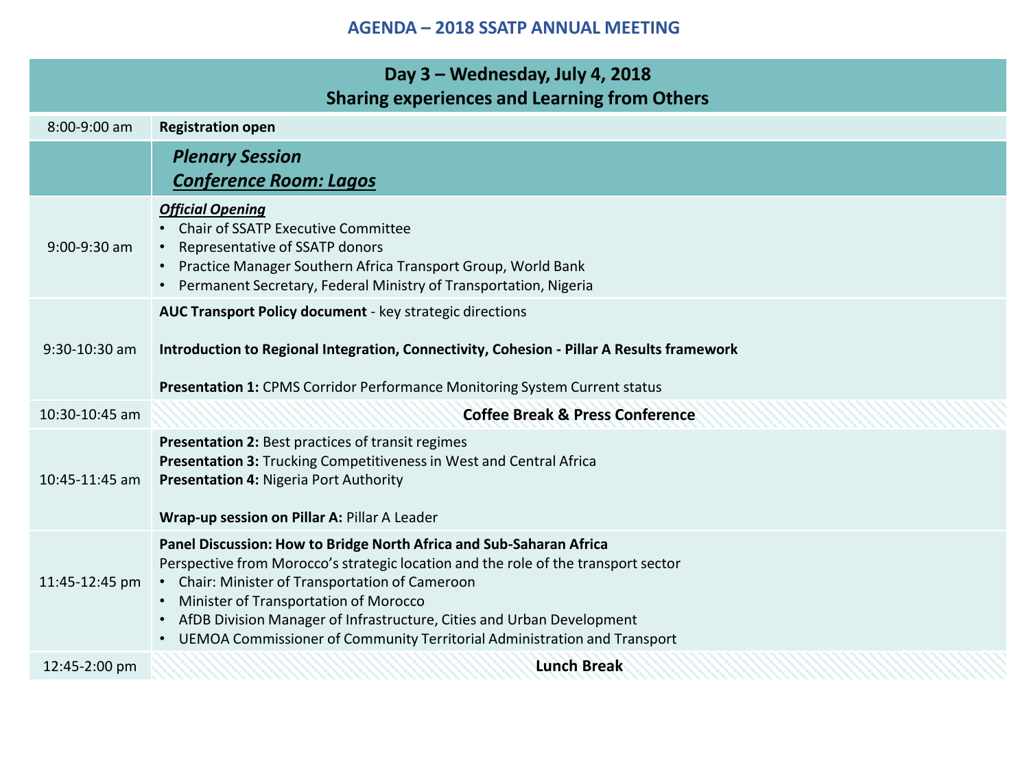# AGENDA – 2018 SSATP ANNUAL MEETING

| Day 3 – Wednesday, July 4, 2018<br>Sharing experiences and Learning from Others | |
|---|---|
| 8:00-9:00 am | **Registration open** |
| | ***Plenary Session***<br>***<u>Conference Room: Lagos</u>*** |
| 9:00-9:30 am | ***<u>Official Opening</u>***<br>• Chair of SSATP Executive Committee<br>• Representative of SSATP donors<br>• Practice Manager Southern Africa Transport Group, World Bank<br>• Permanent Secretary, Federal Ministry of Transportation, Nigeria |
| 9:30-10:30 am | **AUC Transport Policy document** - key strategic directions<br><br>**Introduction to Regional Integration, Connectivity, Cohesion - Pillar A Results framework**<br><br>**Presentation 1:** CPMS Corridor Performance Monitoring System Current status |
| 10:30-10:45 am | **Coffee Break & Press Conference** |
| 10:45-11:45 am | **Presentation 2:** Best practices of transit regimes<br>**Presentation 3:** Trucking Competitiveness in West and Central Africa<br>**Presentation 4:** Nigeria Port Authority<br><br>**Wrap-up session on Pillar A:** Pillar A Leader |
| 11:45-12:45 pm | **Panel Discussion: How to Bridge North Africa and Sub-Saharan Africa**<br>Perspective from Morocco's strategic location and the role of the transport sector<br>• Chair: Minister of Transportation of Cameroon<br>• Minister of Transportation of Morocco<br>• AfDB Division Manager of Infrastructure, Cities and Urban Development<br>• UEMOA Commissioner of Community Territorial Administration and Transport |
| 12:45-2:00 pm | **Lunch Break** |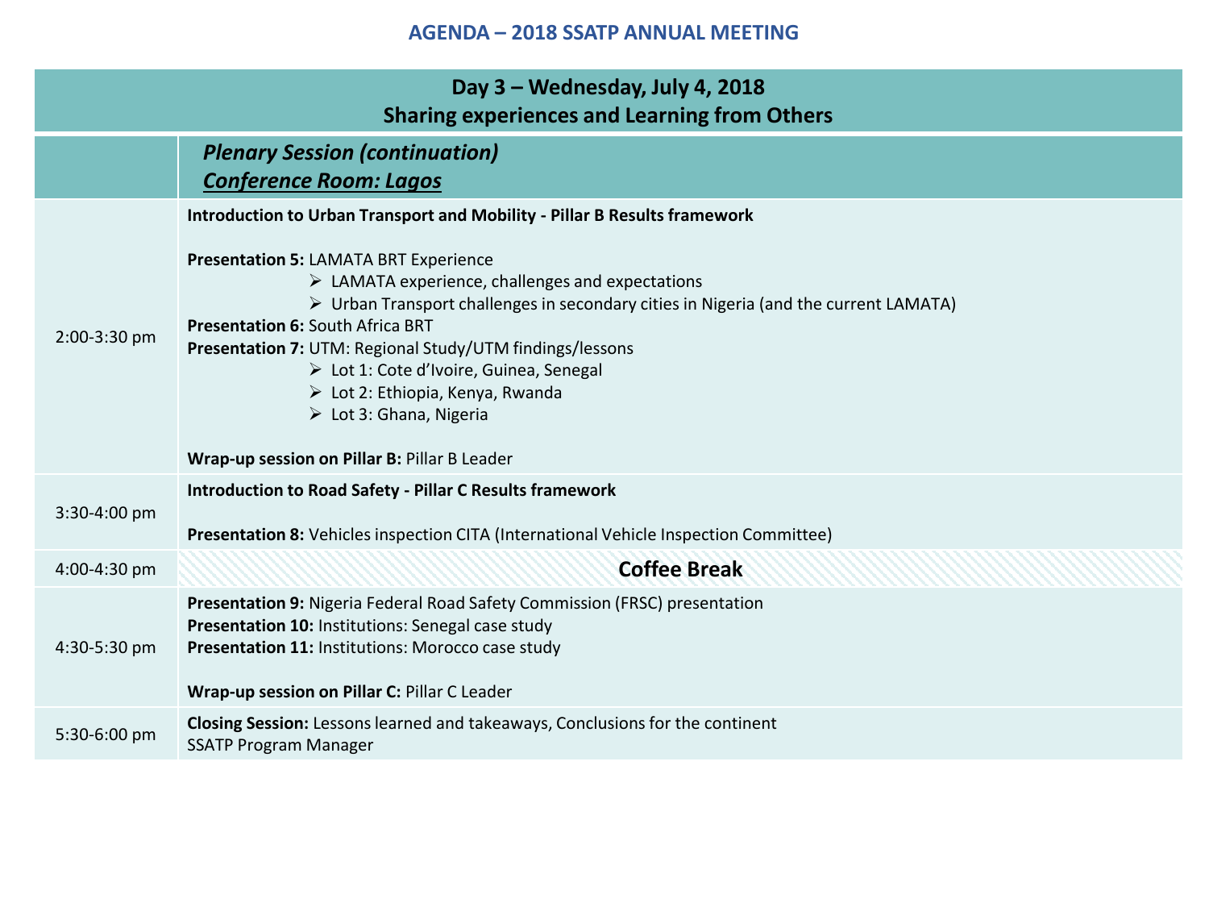# AGENDA – 2018 SSATP ANNUAL MEETING

| Day 3 – Wednesday, July 4, 2018<br>Sharing experiences and Learning from Others | |
|---|---|
| | ***Plenary Session (continuation)***<br>***Conference Room: Lagos*** |
| 2:00-3:30 pm | **Introduction to Urban Transport and Mobility - Pillar B Results framework**<br><br>**Presentation 5:** LAMATA BRT Experience<br>➢ LAMATA experience, challenges and expectations<br>➢ Urban Transport challenges in secondary cities in Nigeria (and the current LAMATA)<br>**Presentation 6:** South Africa BRT<br>**Presentation 7:** UTM: Regional Study/UTM findings/lessons<br>➢ Lot 1: Cote d'Ivoire, Guinea, Senegal<br>➢ Lot 2: Ethiopia, Kenya, Rwanda<br>➢ Lot 3: Ghana, Nigeria<br><br>**Wrap-up session on Pillar B:** Pillar B Leader |
| 3:30-4:00 pm | **Introduction to Road Safety - Pillar C Results framework**<br><br>**Presentation 8:** Vehicles inspection CITA (International Vehicle Inspection Committee) |
| 4:00-4:30 pm | **Coffee Break** |
| 4:30-5:30 pm | **Presentation 9:** Nigeria Federal Road Safety Commission (FRSC) presentation<br>**Presentation 10:** Institutions: Senegal case study<br>**Presentation 11:** Institutions: Morocco case study<br><br>**Wrap-up session on Pillar C:** Pillar C Leader |
| 5:30-6:00 pm | **Closing Session:** Lessons learned and takeaways, Conclusions for the continent<br>SSATP Program Manager |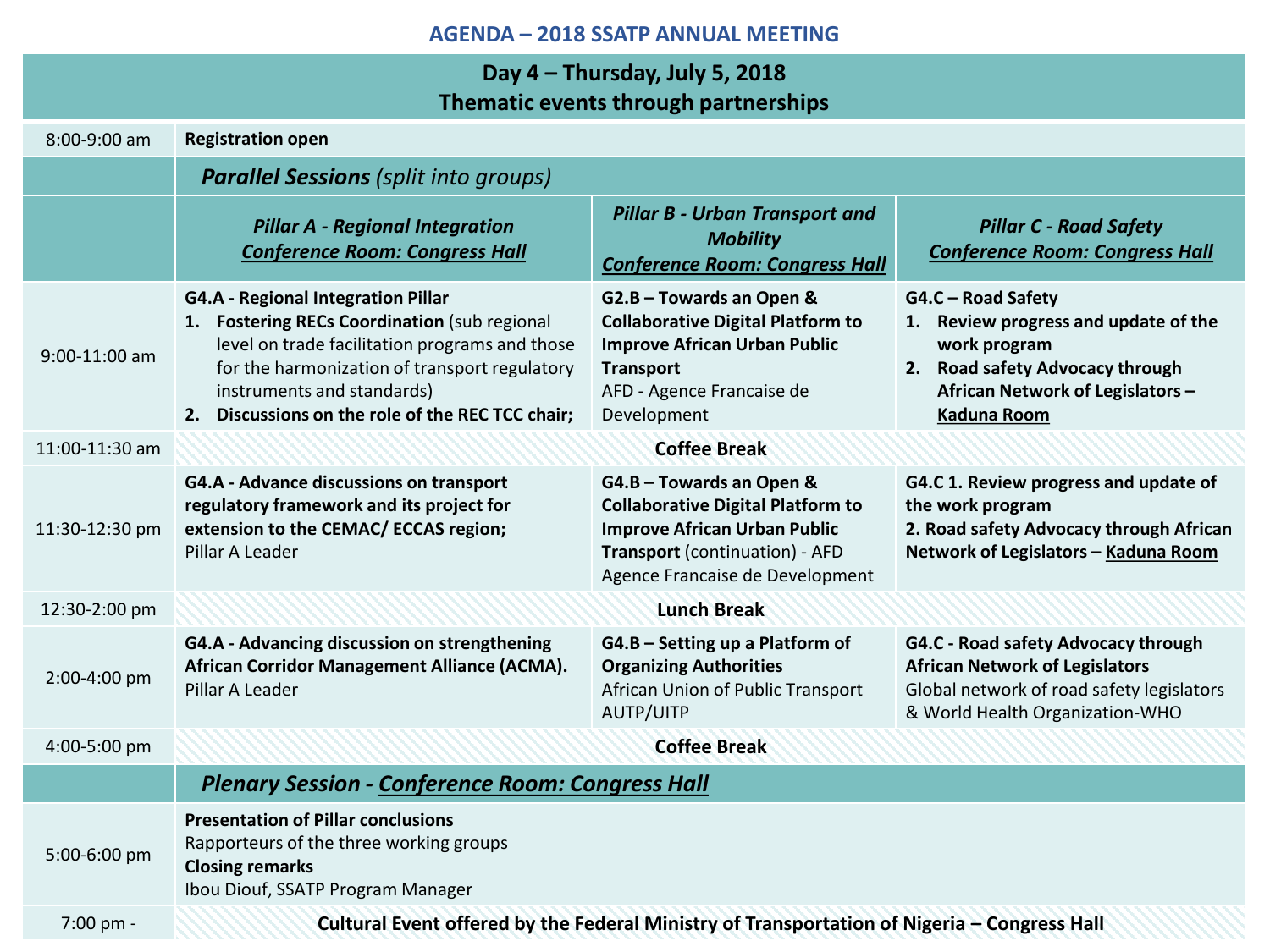# AGENDA – 2018 SSAP ANNUAL MEETING

## Day 4 – Thursday, July 5, 2018
## Thematic events through partnerships

| | | | |
|---|---|---|---|
| 8:00-9:00 am | **Registration open** | | |
| | ***Parallel Sessions*** *(split into groups)* | | |
| | ***Pillar A - Regional Integration*** <br> ***Conference Room: Congress Hall*** | ***Pillar B - Urban Transport and Mobility*** <br> ***Conference Room: Congress Hall*** | ***Pillar C - Road Safety*** <br> ***Conference Room: Congress Hall*** |
| 9:00-11:00 am | **G4.A - Regional Integration Pillar** <br> 1. **Fostering RECs Coordination** (sub regional level on trade facilitation programs and those for the harmonization of transport regulatory instruments and standards) <br> 2. **Discussions on the role of the REC TCC chair;** | **G2.B – Towards an Open & Collaborative Digital Platform to Improve African Urban Public Transport** <br> AFD - Agence Francaise de Development | **G4.C – Road Safety** <br> 1. **Review progress and update of the work program** <br> 2. **Road safety Advocacy through African Network of Legislators – Kaduna Room** |
| 11:00-11:30 am | **Coffee Break** | | |
| 11:30-12:30 pm | **G4.A - Advance discussions on transport regulatory framework and its project for extension to the CEMAC/ ECCAS region;** <br> Pillar A Leader | **G4.B – Towards an Open & Collaborative Digital Platform to Improve African Urban Public Transport** (continuation) - AFD Agence Francaise de Development | **G4.C 1. Review progress and update of the work program** <br> **2. Road safety Advocacy through African Network of Legislators – Kaduna Room** |
| 12:30-2:00 pm | **Lunch Break** | | |
| 2:00-4:00 pm | **G4.A - Advancing discussion on strengthening African Corridor Management Alliance (ACMA).** <br> Pillar A Leader | **G4.B – Setting up a Platform of Organizing Authorities** <br> African Union of Public Transport AUTP/UITP | **G4.C - Road safety Advocacy through African Network of Legislators** <br> Global network of road safety legislators & World Health Organization-WHO |
| 4:00-5:00 pm | **Coffee Break** | | |
| | ***Plenary Session - Conference Room: Congress Hall*** | | |
| 5:00-6:00 pm | **Presentation of Pillar conclusions** <br> Rapporteurs of the three working groups <br> **Closing remarks** <br> Ibou Diouf, SSATP Program Manager | | |
| 7:00 pm - | **Cultural Event offered by the Federal Ministry of Transportation of Nigeria – Congress Hall** | | |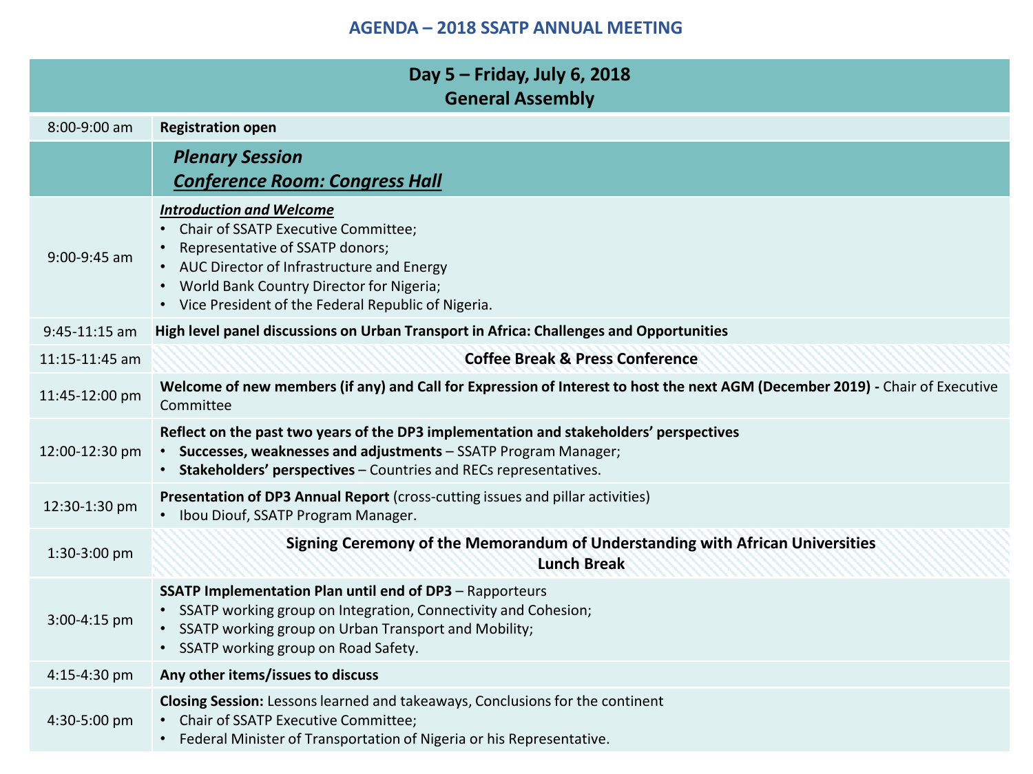# AGENDA – 2018 SSATP ANNUAL MEETING

| Day 5 – Friday, July 6, 2018<br>General Assembly | |
|---|---|
| 8:00-9:00 am | **Registration open** |
| | ***Plenary Session***<br>***Conference Room: Congress Hall*** |
| 9:00-9:45 am | ***Introduction and Welcome***<br>• Chair of SSATP Executive Committee;<br>• Representative of SSATP donors;<br>• AUC Director of Infrastructure and Energy<br>• World Bank Country Director for Nigeria;<br>• Vice President of the Federal Republic of Nigeria. |
| 9:45-11:15 am | **High level panel discussions on Urban Transport in Africa: Challenges and Opportunities** |
| 11:15-11:45 am | **Coffee Break & Press Conference** |
| 11:45-12:00 pm | **Welcome of new members (if any) and Call for Expression of Interest to host the next AGM (December 2019) -** Chair of Executive Committee |
| 12:00-12:30 pm | **Reflect on the past two years of the DP3 implementation and stakeholders' perspectives**<br>• **Successes, weaknesses and adjustments** – SSATP Program Manager;<br>• **Stakeholders' perspectives** – Countries and RECs representatives. |
| 12:30-1:30 pm | **Presentation of DP3 Annual Report** (cross-cutting issues and pillar activities)<br>• Ibou Diouf, SSATP Program Manager. |
| 1:30-3:00 pm | **Signing Ceremony of the Memorandum of Understanding with African Universities**<br>**Lunch Break** |
| 3:00-4:15 pm | **SSATP Implementation Plan until end of DP3** – Rapporteurs<br>• SSATP working group on Integration, Connectivity and Cohesion;<br>• SSATP working group on Urban Transport and Mobility;<br>• SSATP working group on Road Safety. |
| 4:15-4:30 pm | **Any other items/issues to discuss** |
| 4:30-5:00 pm | **Closing Session:** Lessons learned and takeaways, Conclusions for the continent<br>• Chair of SSATP Executive Committee;<br>• Federal Minister of Transportation of Nigeria or his Representative. |